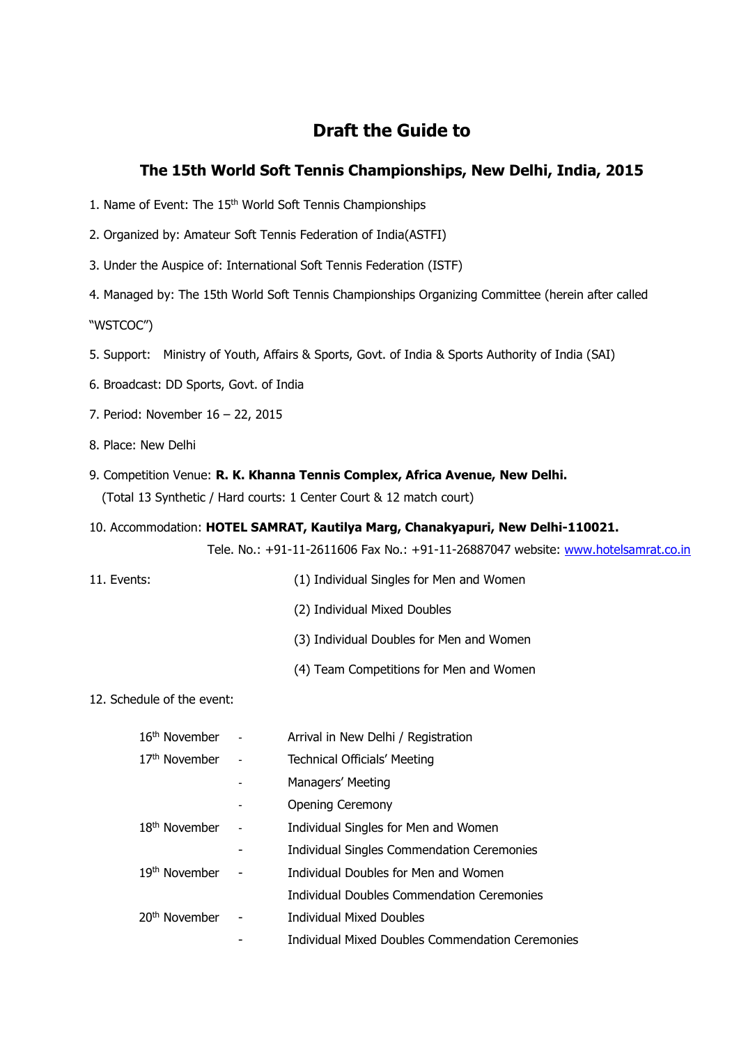# Draft the Guide to

## The 15th World Soft Tennis Championships, New Delhi, India, 2015

1. Name of Event: The 15th World Soft Tennis Championships

2. Organized by: Amateur Soft Tennis Federation of India(ASTFI)

3. Under the Auspice of: International Soft Tennis Federation (ISTF)

4. Managed by: The 15th World Soft Tennis Championships Organizing Committee (herein after called "WSTCOC")

5. Support: Ministry of Youth, Affairs & Sports, Govt. of India & Sports Authority of India (SAI)

6. Broadcast: DD Sports, Govt. of India

7. Period: November 16 – 22, 2015

8. Place: New Delhi

9. Competition Venue: **R. K. Khanna Tennis Complex, Africa Avenue, New Delhi.**
   (Total 13 Synthetic / Hard courts: 1 Center Court & 12 match court)

10. Accommodation: **HOTEL SAMRAT, Kautilya Marg, Chanakyapuri, New Delhi-110021.**
    Tele. No.: +91-11-2611606 Fax No.: +91-11-26887047 website: www.hotelsamrat.co.in

11. Events:
    (1) Individual Singles for Men and Women
    (2) Individual Mixed Doubles
    (3) Individual Doubles for Men and Women
    (4) Team Competitions for Men and Women

12. Schedule of the event:

| | | |
|---|---|---|
| 16th November | - | Arrival in New Delhi / Registration |
| 17th November | - | Technical Officials' Meeting |
| | - | Managers' Meeting |
| | - | Opening Ceremony |
| 18th November | - | Individual Singles for Men and Women |
| | - | Individual Singles Commendation Ceremonies |
| 19th November | - | Individual Doubles for Men and Women |
| | | Individual Doubles Commendation Ceremonies |
| 20th November | - | Individual Mixed Doubles |
| | - | Individual Mixed Doubles Commendation Ceremonies |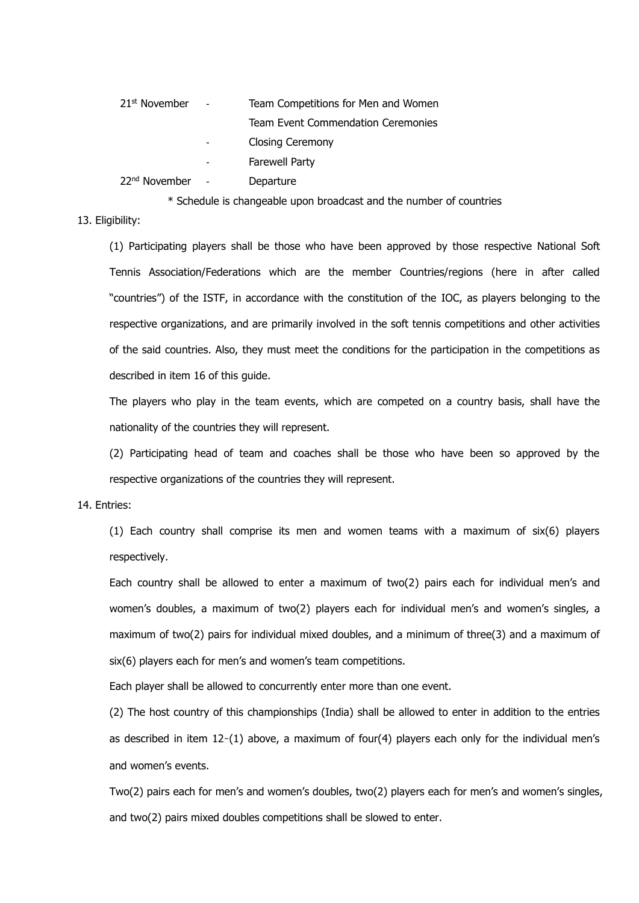21st November - Team Competitions for Men and Women

Team Event Commendation Ceremonies

- Closing Ceremony
- Farewell Party

22nd November - Departure

\* Schedule is changeable upon broadcast and the number of countries

13. Eligibility:

(1) Participating players shall be those who have been approved by those respective National Soft Tennis Association/Federations which are the member Countries/regions (here in after called "countries") of the ISTF, in accordance with the constitution of the IOC, as players belonging to the respective organizations, and are primarily involved in the soft tennis competitions and other activities of the said countries. Also, they must meet the conditions for the participation in the competitions as described in item 16 of this guide.

The players who play in the team events, which are competed on a country basis, shall have the nationality of the countries they will represent.

(2) Participating head of team and coaches shall be those who have been so approved by the respective organizations of the countries they will represent.

14. Entries:

(1) Each country shall comprise its men and women teams with a maximum of six(6) players respectively.

Each country shall be allowed to enter a maximum of two(2) pairs each for individual men's and women's doubles, a maximum of two(2) players each for individual men's and women's singles, a maximum of two(2) pairs for individual mixed doubles, and a minimum of three(3) and a maximum of six(6) players each for men's and women's team competitions.

Each player shall be allowed to concurrently enter more than one event.

(2) The host country of this championships (India) shall be allowed to enter in addition to the entries as described in item 12-(1) above, a maximum of four(4) players each only for the individual men's and women's events.

Two(2) pairs each for men's and women's doubles, two(2) players each for men's and women's singles, and two(2) pairs mixed doubles competitions shall be slowed to enter.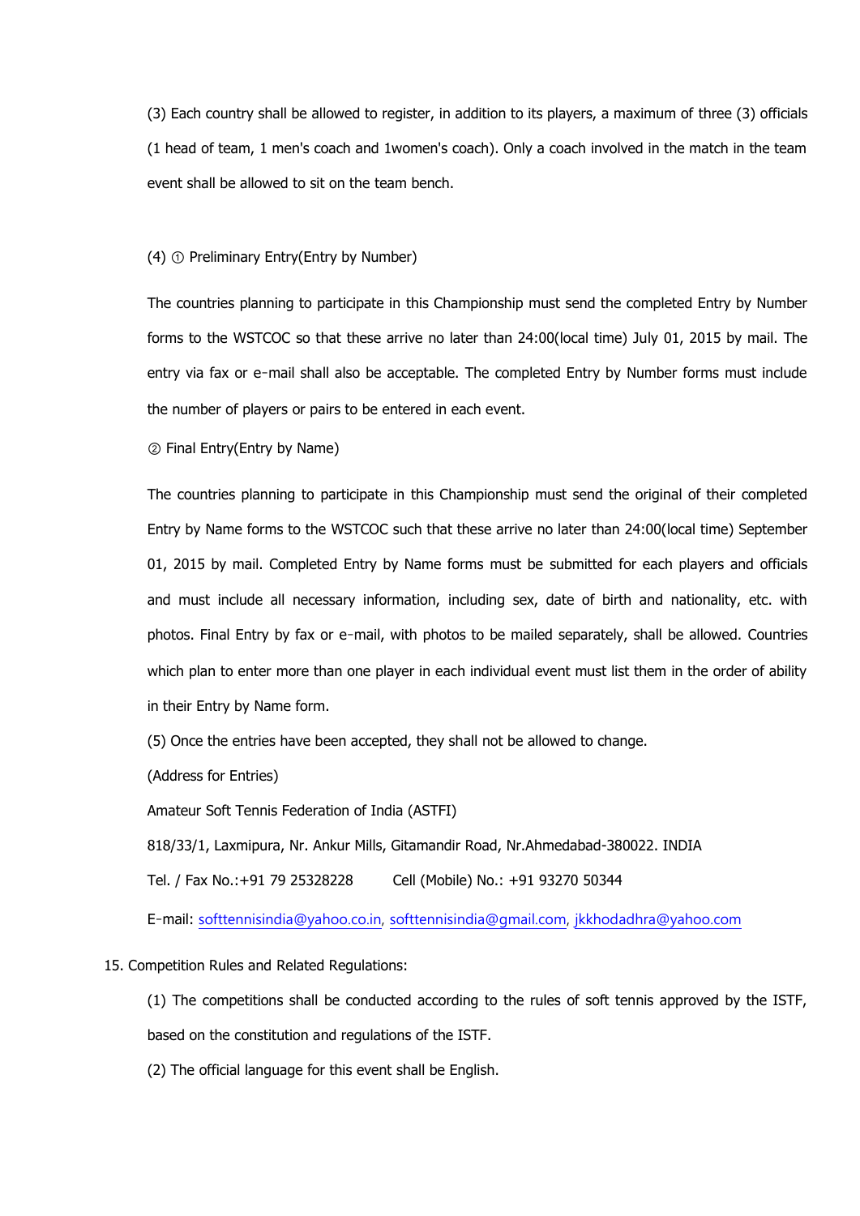(3) Each country shall be allowed to register, in addition to its players, a maximum of three (3) officials (1 head of team, 1 men's coach and 1women's coach). Only a coach involved in the match in the team event shall be allowed to sit on the team bench.

(4) ① Preliminary Entry(Entry by Number)

The countries planning to participate in this Championship must send the completed Entry by Number forms to the WSTCOC so that these arrive no later than 24:00(local time) July 01, 2015 by mail. The entry via fax or e-mail shall also be acceptable. The completed Entry by Number forms must include the number of players or pairs to be entered in each event.

② Final Entry(Entry by Name)

The countries planning to participate in this Championship must send the original of their completed Entry by Name forms to the WSTCOC such that these arrive no later than 24:00(local time) September 01, 2015 by mail. Completed Entry by Name forms must be submitted for each players and officials and must include all necessary information, including sex, date of birth and nationality, etc. with photos. Final Entry by fax or e-mail, with photos to be mailed separately, shall be allowed. Countries which plan to enter more than one player in each individual event must list them in the order of ability in their Entry by Name form.

(5) Once the entries have been accepted, they shall not be allowed to change.

(Address for Entries)

Amateur Soft Tennis Federation of India (ASTFI)

818/33/1, Laxmipura, Nr. Ankur Mills, Gitamandir Road, Nr.Ahmedabad-380022. INDIA

Tel. / Fax No.:+91 79 25328228 Cell (Mobile) No.: +91 93270 50344

E-mail: softtennisindia@yahoo.co.in, softtennisindia@gmail.com, jkkhodadhra@yahoo.com

15. Competition Rules and Related Regulations:

(1) The competitions shall be conducted according to the rules of soft tennis approved by the ISTF, based on the constitution and regulations of the ISTF.

(2) The official language for this event shall be English.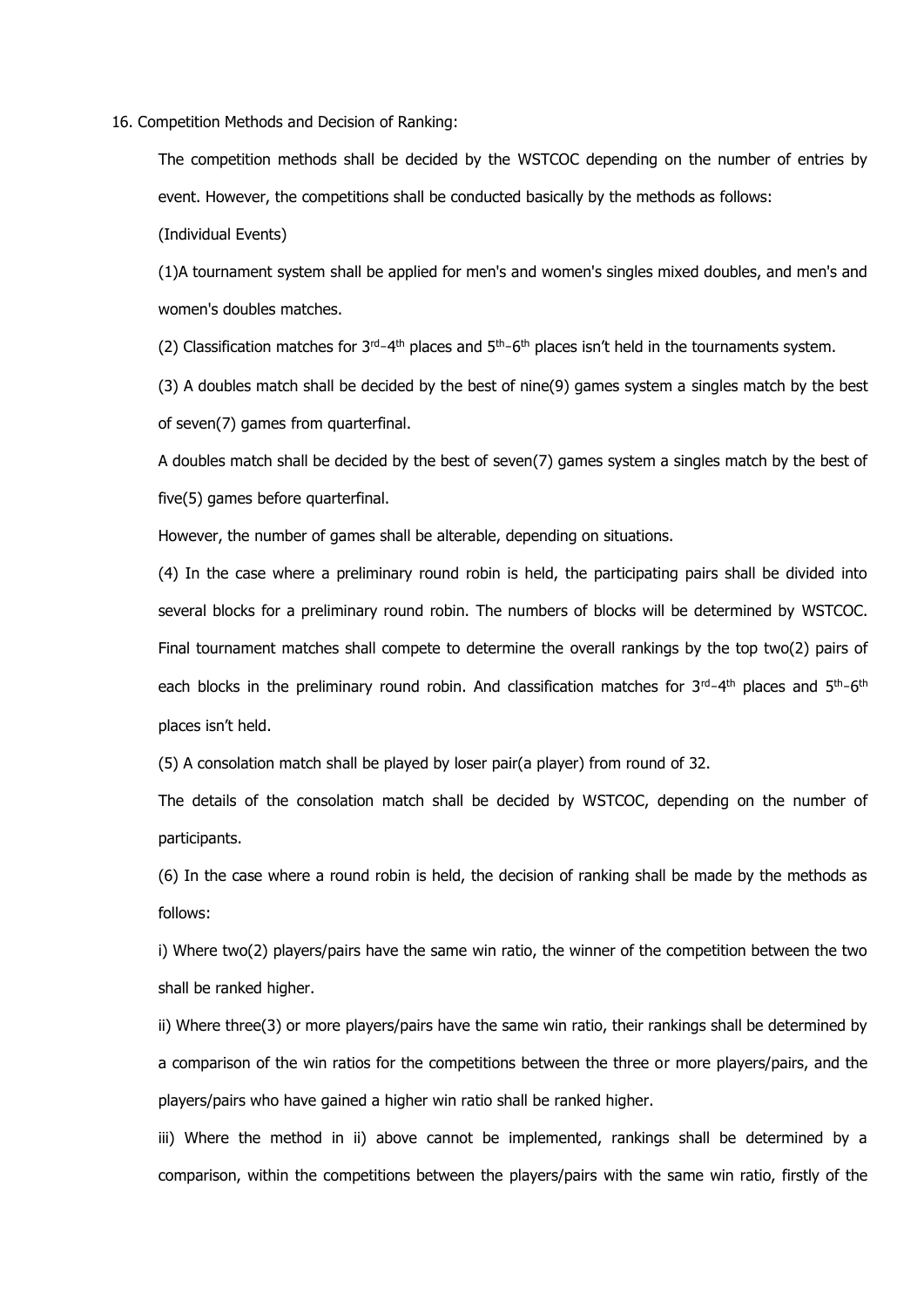16. Competition Methods and Decision of Ranking:

The competition methods shall be decided by the WSTCOC depending on the number of entries by event. However, the competitions shall be conducted basically by the methods as follows:

(Individual Events)

(1)A tournament system shall be applied for men's and women's singles mixed doubles, and men's and women's doubles matches.

(2) Classification matches for 3rd–4th places and 5th–6th places isn't held in the tournaments system.

(3) A doubles match shall be decided by the best of nine(9) games system a singles match by the best of seven(7) games from quarterfinal.

A doubles match shall be decided by the best of seven(7) games system a singles match by the best of five(5) games before quarterfinal.

However, the number of games shall be alterable, depending on situations.

(4) In the case where a preliminary round robin is held, the participating pairs shall be divided into several blocks for a preliminary round robin. The numbers of blocks will be determined by WSTCOC. Final tournament matches shall compete to determine the overall rankings by the top two(2) pairs of each blocks in the preliminary round robin. And classification matches for 3rd–4th places and 5th–6th places isn't held.

(5) A consolation match shall be played by loser pair(a player) from round of 32.

The details of the consolation match shall be decided by WSTCOC, depending on the number of participants.

(6) In the case where a round robin is held, the decision of ranking shall be made by the methods as follows:

i) Where two(2) players/pairs have the same win ratio, the winner of the competition between the two shall be ranked higher.

ii) Where three(3) or more players/pairs have the same win ratio, their rankings shall be determined by a comparison of the win ratios for the competitions between the three or more players/pairs, and the players/pairs who have gained a higher win ratio shall be ranked higher.

iii) Where the method in ii) above cannot be implemented, rankings shall be determined by a comparison, within the competitions between the players/pairs with the same win ratio, firstly of the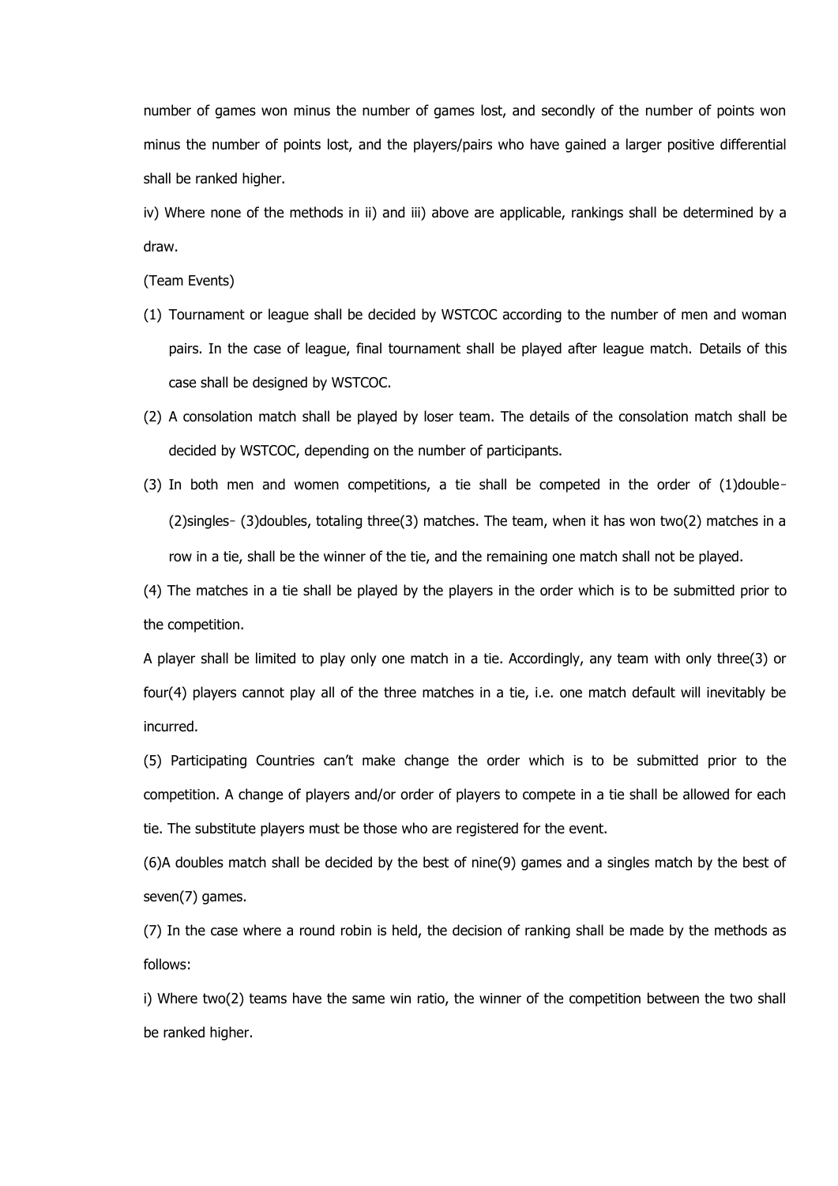number of games won minus the number of games lost, and secondly of the number of points won minus the number of points lost, and the players/pairs who have gained a larger positive differential shall be ranked higher.

iv) Where none of the methods in ii) and iii) above are applicable, rankings shall be determined by a draw.

(Team Events)

(1) Tournament or league shall be decided by WSTCOC according to the number of men and woman pairs. In the case of league, final tournament shall be played after league match. Details of this case shall be designed by WSTCOC.

(2) A consolation match shall be played by loser team. The details of the consolation match shall be decided by WSTCOC, depending on the number of participants.

(3) In both men and women competitions, a tie shall be competed in the order of (1)double- (2)singles- (3)doubles, totaling three(3) matches. The team, when it has won two(2) matches in a row in a tie, shall be the winner of the tie, and the remaining one match shall not be played.

(4) The matches in a tie shall be played by the players in the order which is to be submitted prior to the competition.

A player shall be limited to play only one match in a tie. Accordingly, any team with only three(3) or four(4) players cannot play all of the three matches in a tie, i.e. one match default will inevitably be incurred.

(5) Participating Countries can't make change the order which is to be submitted prior to the competition. A change of players and/or order of players to compete in a tie shall be allowed for each tie. The substitute players must be those who are registered for the event.

(6)A doubles match shall be decided by the best of nine(9) games and a singles match by the best of seven(7) games.

(7) In the case where a round robin is held, the decision of ranking shall be made by the methods as follows:

i) Where two(2) teams have the same win ratio, the winner of the competition between the two shall be ranked higher.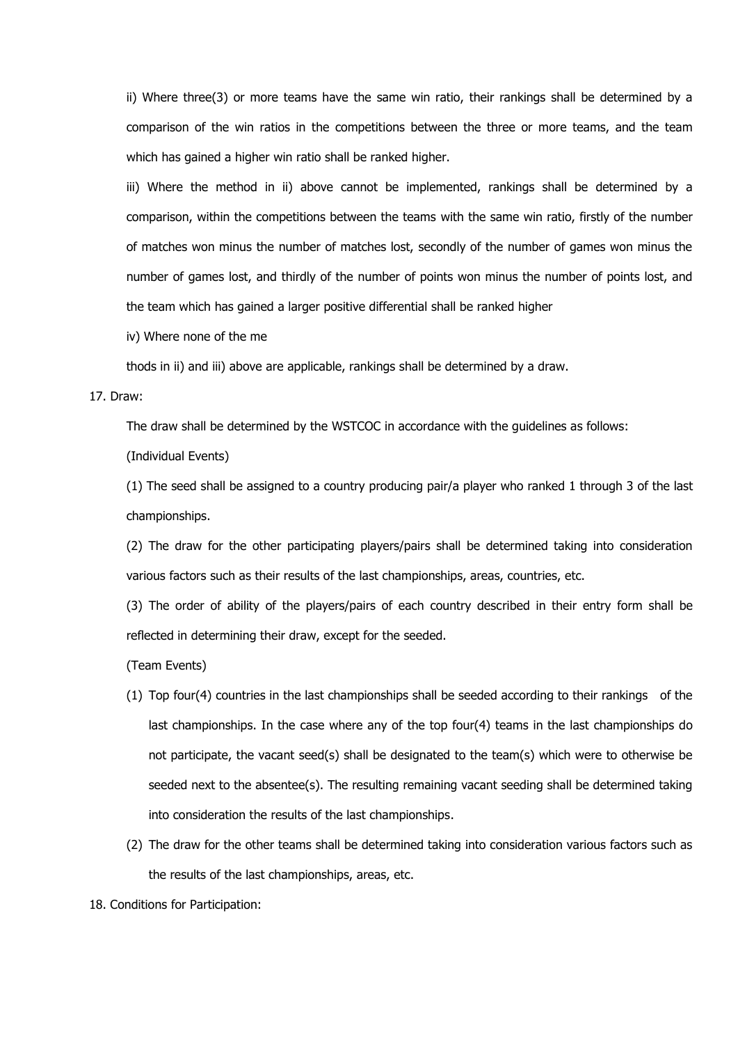ii) Where three(3) or more teams have the same win ratio, their rankings shall be determined by a comparison of the win ratios in the competitions between the three or more teams, and the team which has gained a higher win ratio shall be ranked higher.

iii) Where the method in ii) above cannot be implemented, rankings shall be determined by a comparison, within the competitions between the teams with the same win ratio, firstly of the number of matches won minus the number of matches lost, secondly of the number of games won minus the number of games lost, and thirdly of the number of points won minus the number of points lost, and the team which has gained a larger positive differential shall be ranked higher

iv) Where none of the me

thods in ii) and iii) above are applicable, rankings shall be determined by a draw.

17. Draw:

The draw shall be determined by the WSTCOC in accordance with the guidelines as follows:

(Individual Events)

(1) The seed shall be assigned to a country producing pair/a player who ranked 1 through 3 of the last championships.

(2) The draw for the other participating players/pairs shall be determined taking into consideration various factors such as their results of the last championships, areas, countries, etc.

(3) The order of ability of the players/pairs of each country described in their entry form shall be reflected in determining their draw, except for the seeded.

(Team Events)

(1) Top four(4) countries in the last championships shall be seeded according to their rankings of the last championships. In the case where any of the top four(4) teams in the last championships do not participate, the vacant seed(s) shall be designated to the team(s) which were to otherwise be seeded next to the absentee(s). The resulting remaining vacant seeding shall be determined taking into consideration the results of the last championships.

(2) The draw for the other teams shall be determined taking into consideration various factors such as the results of the last championships, areas, etc.

18. Conditions for Participation: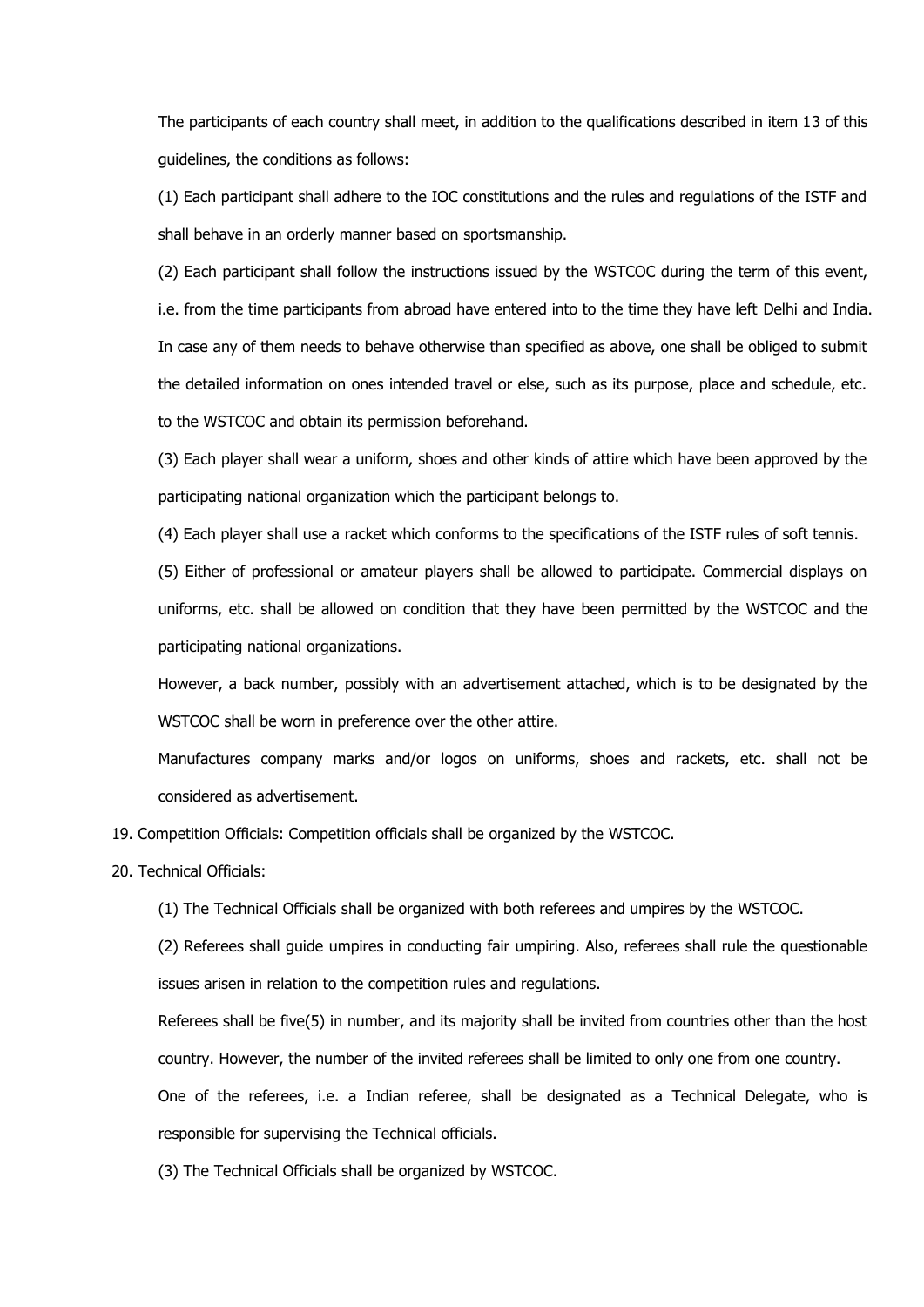The participants of each country shall meet, in addition to the qualifications described in item 13 of this guidelines, the conditions as follows:

(1) Each participant shall adhere to the IOC constitutions and the rules and regulations of the ISTF and shall behave in an orderly manner based on sportsmanship.

(2) Each participant shall follow the instructions issued by the WSTCOC during the term of this event, i.e. from the time participants from abroad have entered into to the time they have left Delhi and India. In case any of them needs to behave otherwise than specified as above, one shall be obliged to submit the detailed information on ones intended travel or else, such as its purpose, place and schedule, etc. to the WSTCOC and obtain its permission beforehand.

(3) Each player shall wear a uniform, shoes and other kinds of attire which have been approved by the participating national organization which the participant belongs to.

(4) Each player shall use a racket which conforms to the specifications of the ISTF rules of soft tennis.

(5) Either of professional or amateur players shall be allowed to participate. Commercial displays on uniforms, etc. shall be allowed on condition that they have been permitted by the WSTCOC and the participating national organizations.

However, a back number, possibly with an advertisement attached, which is to be designated by the WSTCOC shall be worn in preference over the other attire.

Manufactures company marks and/or logos on uniforms, shoes and rackets, etc. shall not be considered as advertisement.

19. Competition Officials: Competition officials shall be organized by the WSTCOC.

20. Technical Officials:

(1) The Technical Officials shall be organized with both referees and umpires by the WSTCOC.

(2) Referees shall guide umpires in conducting fair umpiring. Also, referees shall rule the questionable issues arisen in relation to the competition rules and regulations.

Referees shall be five(5) in number, and its majority shall be invited from countries other than the host country. However, the number of the invited referees shall be limited to only one from one country.

One of the referees, i.e. a Indian referee, shall be designated as a Technical Delegate, who is responsible for supervising the Technical officials.

(3) The Technical Officials shall be organized by WSTCOC.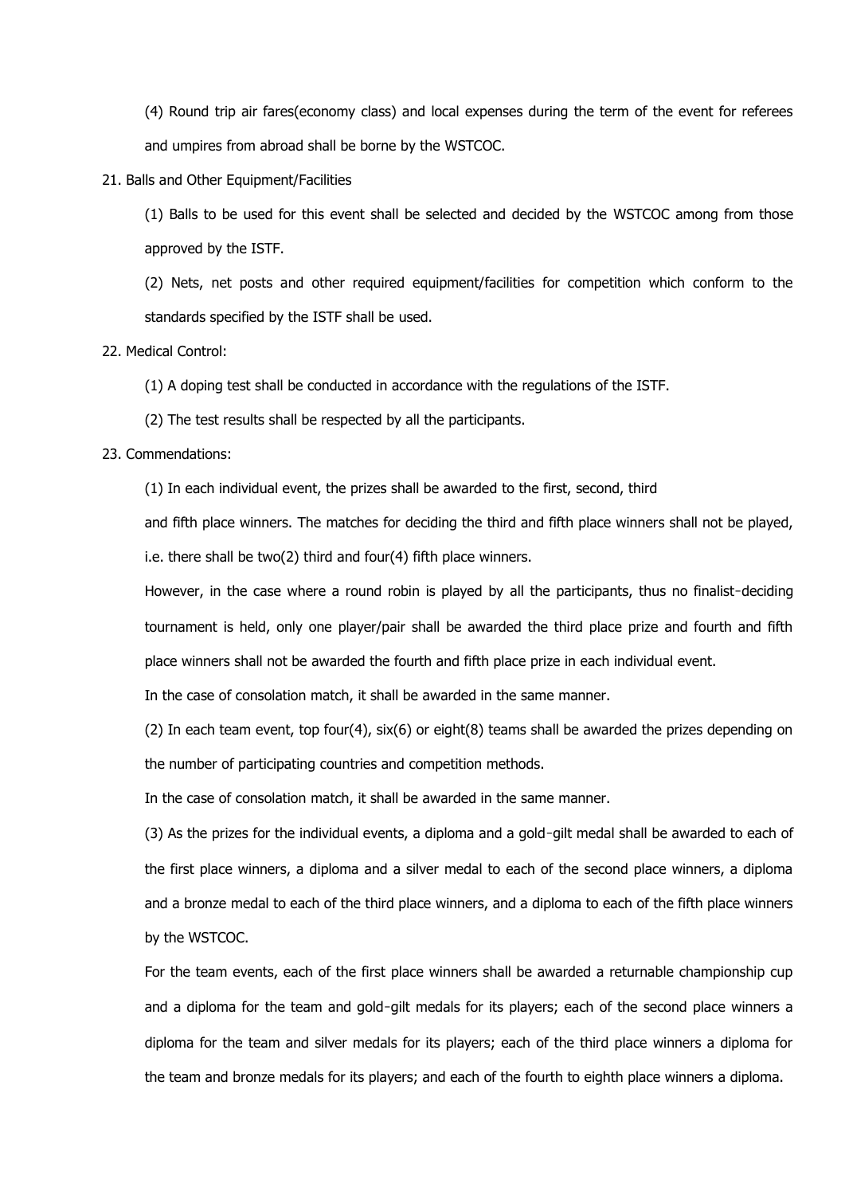(4) Round trip air fares(economy class) and local expenses during the term of the event for referees and umpires from abroad shall be borne by the WSTCOC.

21. Balls and Other Equipment/Facilities

(1) Balls to be used for this event shall be selected and decided by the WSTCOC among from those approved by the ISTF.

(2) Nets, net posts and other required equipment/facilities for competition which conform to the standards specified by the ISTF shall be used.

22. Medical Control:

(1) A doping test shall be conducted in accordance with the regulations of the ISTF.

(2) The test results shall be respected by all the participants.

23. Commendations:

(1) In each individual event, the prizes shall be awarded to the first, second, third and fifth place winners. The matches for deciding the third and fifth place winners shall not be played, i.e. there shall be two(2) third and four(4) fifth place winners.

However, in the case where a round robin is played by all the participants, thus no finalist-deciding tournament is held, only one player/pair shall be awarded the third place prize and fourth and fifth place winners shall not be awarded the fourth and fifth place prize in each individual event.

In the case of consolation match, it shall be awarded in the same manner.

(2) In each team event, top four(4), six(6) or eight(8) teams shall be awarded the prizes depending on the number of participating countries and competition methods.

In the case of consolation match, it shall be awarded in the same manner.

(3) As the prizes for the individual events, a diploma and a gold-gilt medal shall be awarded to each of the first place winners, a diploma and a silver medal to each of the second place winners, a diploma and a bronze medal to each of the third place winners, and a diploma to each of the fifth place winners by the WSTCOC.

For the team events, each of the first place winners shall be awarded a returnable championship cup and a diploma for the team and gold-gilt medals for its players; each of the second place winners a diploma for the team and silver medals for its players; each of the third place winners a diploma for the team and bronze medals for its players; and each of the fourth to eighth place winners a diploma.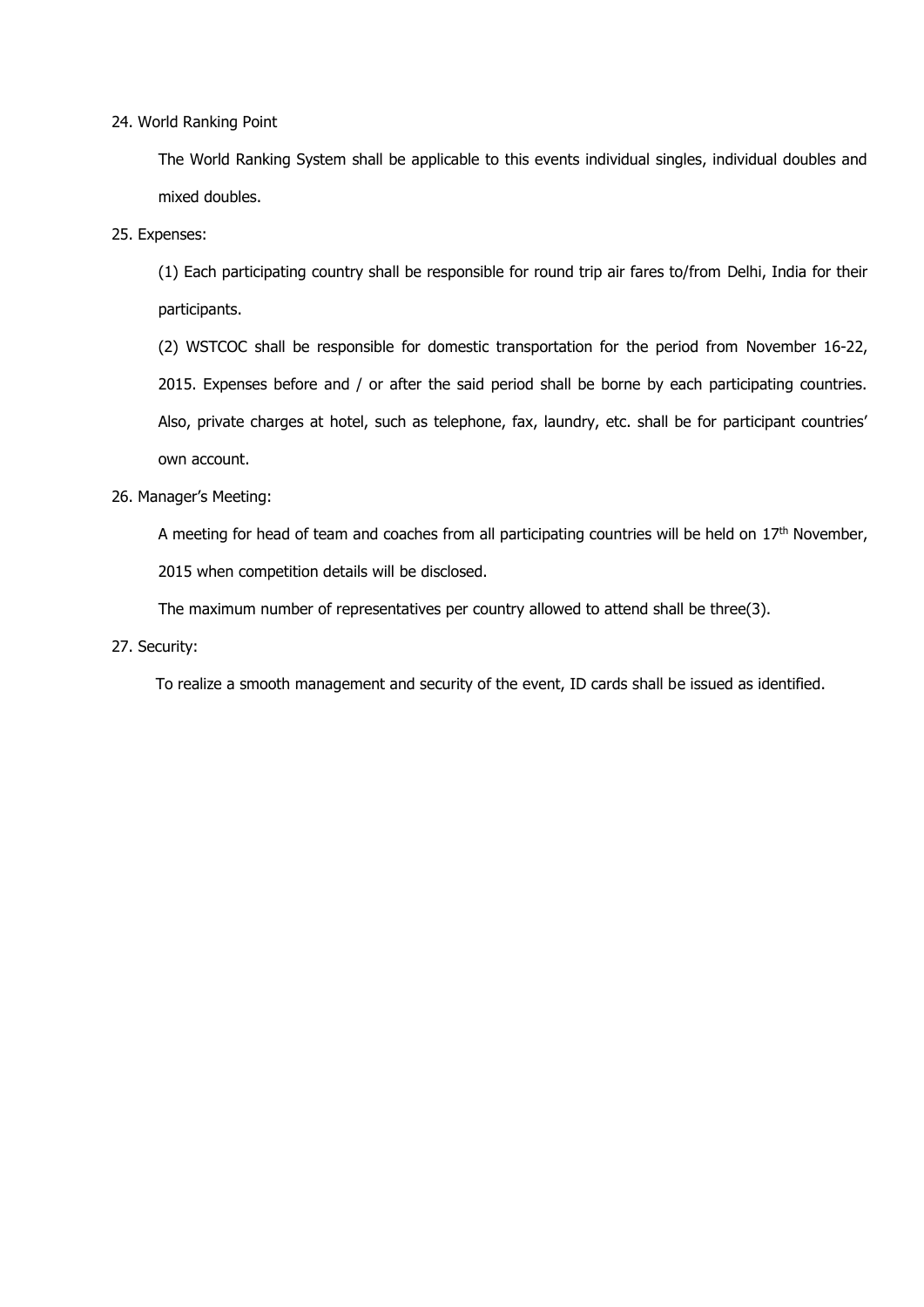24. World Ranking Point

The World Ranking System shall be applicable to this events individual singles, individual doubles and mixed doubles.

25. Expenses:

(1) Each participating country shall be responsible for round trip air fares to/from Delhi, India for their participants.

(2) WSTCOC shall be responsible for domestic transportation for the period from November 16-22, 2015. Expenses before and / or after the said period shall be borne by each participating countries. Also, private charges at hotel, such as telephone, fax, laundry, etc. shall be for participant countries' own account.

26. Manager's Meeting:

A meeting for head of team and coaches from all participating countries will be held on 17th November, 2015 when competition details will be disclosed.

The maximum number of representatives per country allowed to attend shall be three(3).

27. Security:

To realize a smooth management and security of the event, ID cards shall be issued as identified.